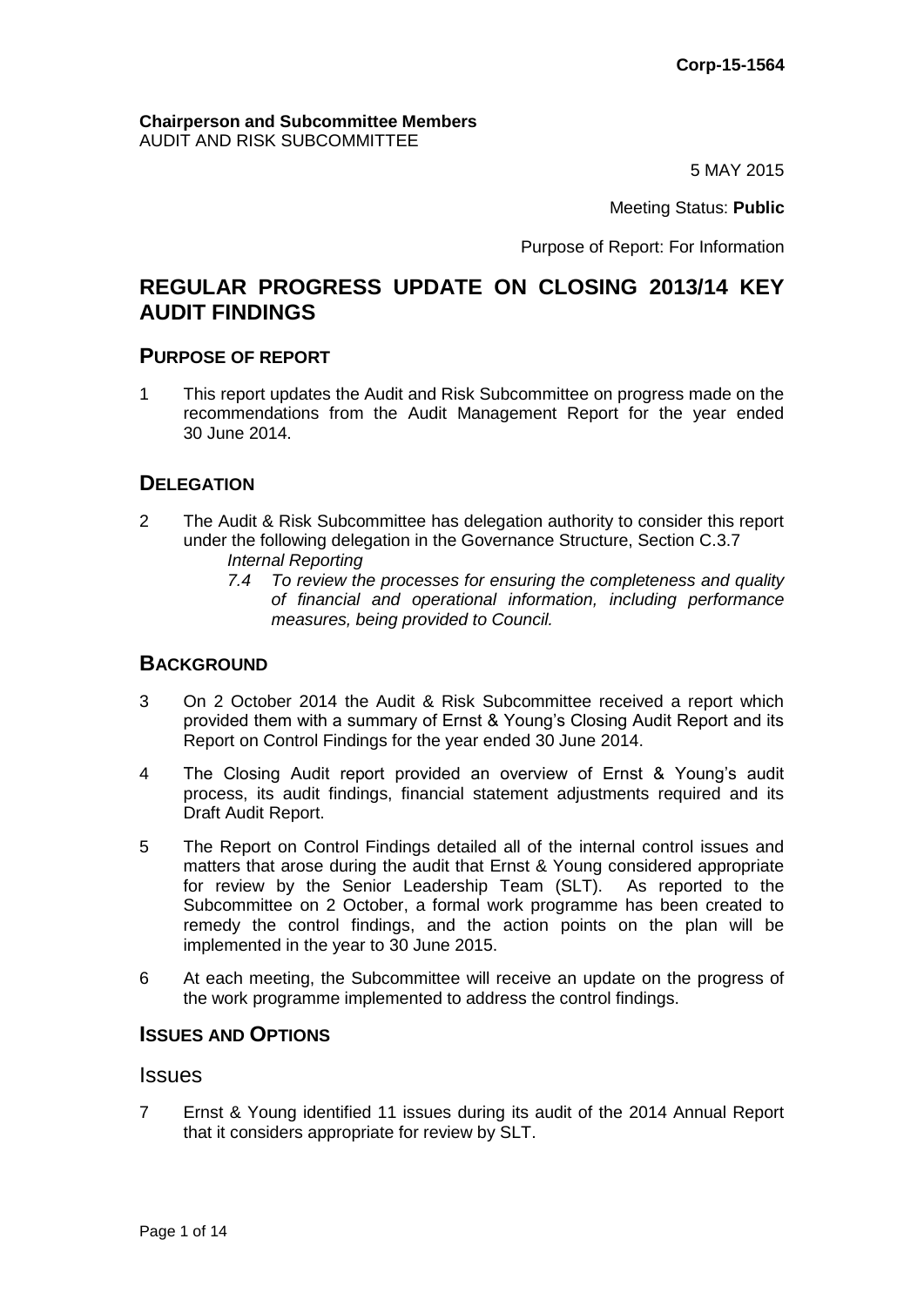**Corp-15-1564**

**Chairperson and Subcommittee Members**
AUDIT AND RISK SUBCOMMITTEE

5 MAY 2015

Meeting Status: **Public**

Purpose of Report: For Information

# REGULAR PROGRESS UPDATE ON CLOSING 2013/14 KEY AUDIT FINDINGS

## PURPOSE OF REPORT

1 This report updates the Audit and Risk Subcommittee on progress made on the recommendations from the Audit Management Report for the year ended 30 June 2014.

## DELEGATION

2 The Audit & Risk Subcommittee has delegation authority to consider this report under the following delegation in the Governance Structure, Section C.3.7

*Internal Reporting*

*7.4 To review the processes for ensuring the completeness and quality of financial and operational information, including performance measures, being provided to Council.*

## BACKGROUND

3 On 2 October 2014 the Audit & Risk Subcommittee received a report which provided them with a summary of Ernst & Young's Closing Audit Report and its Report on Control Findings for the year ended 30 June 2014.

4 The Closing Audit report provided an overview of Ernst & Young's audit process, its audit findings, financial statement adjustments required and its Draft Audit Report.

5 The Report on Control Findings detailed all of the internal control issues and matters that arose during the audit that Ernst & Young considered appropriate for review by the Senior Leadership Team (SLT). As reported to the Subcommittee on 2 October, a formal work programme has been created to remedy the control findings, and the action points on the plan will be implemented in the year to 30 June 2015.

6 At each meeting, the Subcommittee will receive an update on the progress of the work programme implemented to address the control findings.

## ISSUES AND OPTIONS

### Issues

7 Ernst & Young identified 11 issues during its audit of the 2014 Annual Report that it considers appropriate for review by SLT.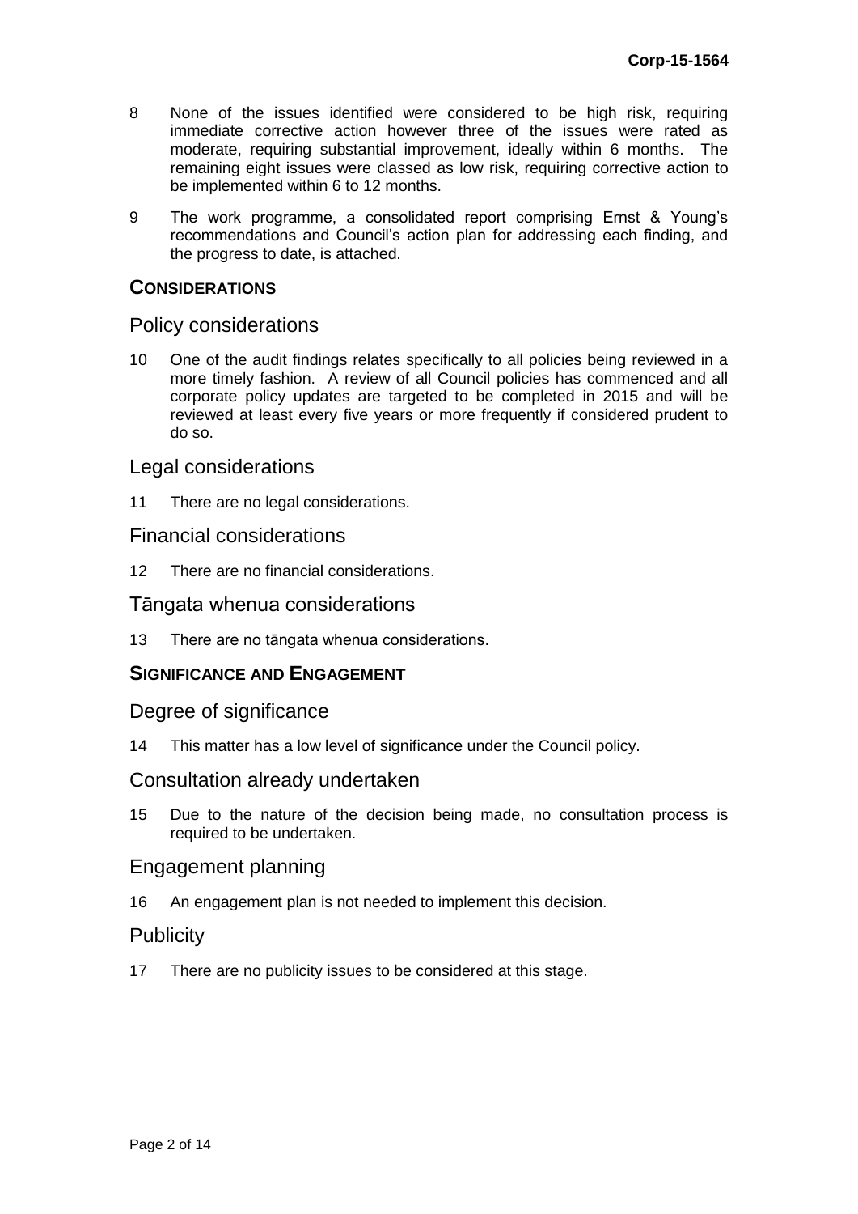8 None of the issues identified were considered to be high risk, requiring immediate corrective action however three of the issues were rated as moderate, requiring substantial improvement, ideally within 6 months. The remaining eight issues were classed as low risk, requiring corrective action to be implemented within 6 to 12 months.

9 The work programme, a consolidated report comprising Ernst & Young's recommendations and Council's action plan for addressing each finding, and the progress to date, is attached.

## CONSIDERATIONS

### Policy considerations

10 One of the audit findings relates specifically to all policies being reviewed in a more timely fashion. A review of all Council policies has commenced and all corporate policy updates are targeted to be completed in 2015 and will be reviewed at least every five years or more frequently if considered prudent to do so.

### Legal considerations

11 There are no legal considerations.

### Financial considerations

12 There are no financial considerations.

### Tāngata whenua considerations

13 There are no tāngata whenua considerations.

## SIGNIFICANCE AND ENGAGEMENT

### Degree of significance

14 This matter has a low level of significance under the Council policy.

### Consultation already undertaken

15 Due to the nature of the decision being made, no consultation process is required to be undertaken.

### Engagement planning

16 An engagement plan is not needed to implement this decision.

### Publicity

17 There are no publicity issues to be considered at this stage.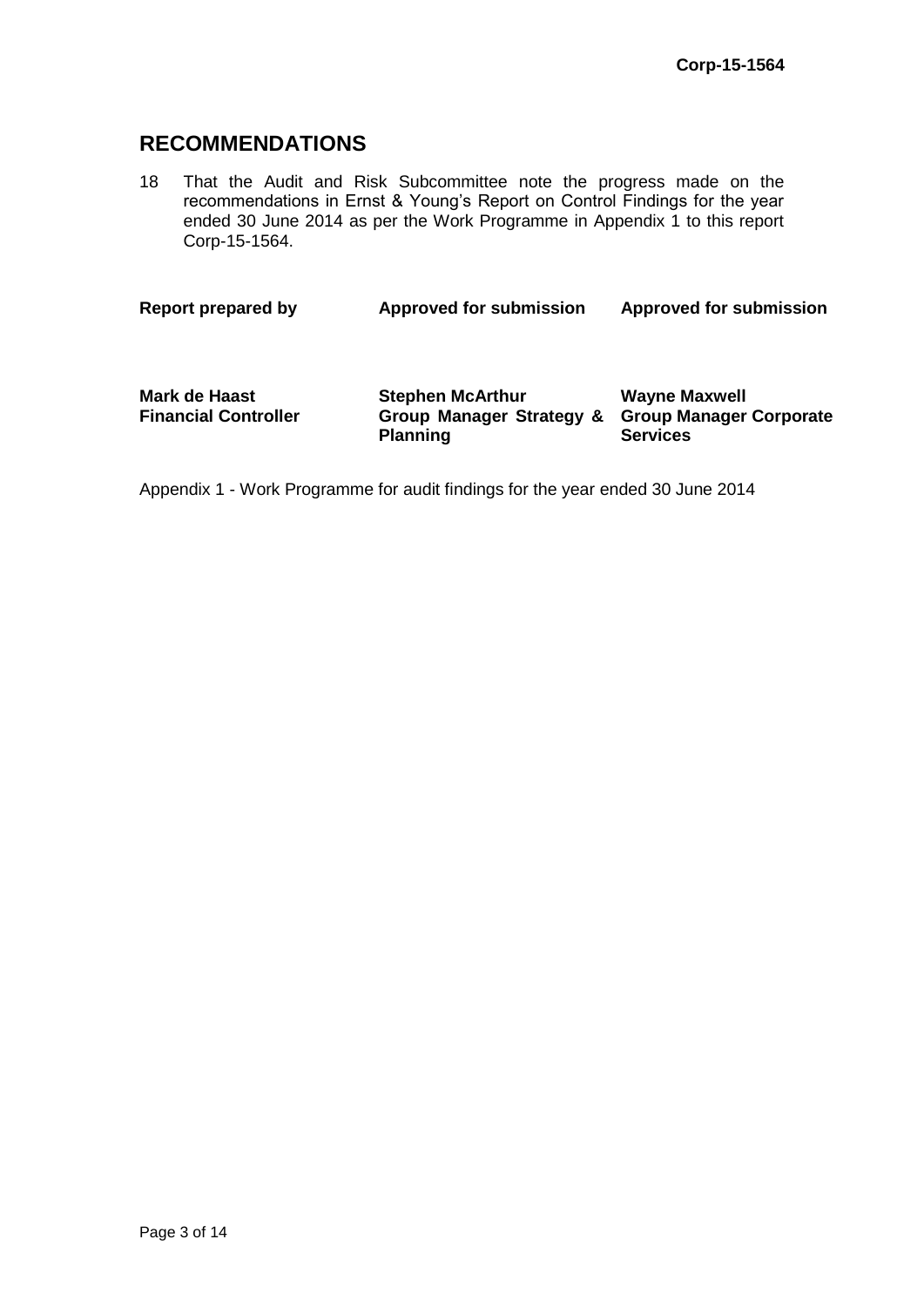## RECOMMENDATIONS

18 That the Audit and Risk Subcommittee note the progress made on the recommendations in Ernst & Young's Report on Control Findings for the year ended 30 June 2014 as per the Work Programme in Appendix 1 to this report Corp-15-1564.

| **Report prepared by** | **Approved for submission** | **Approved for submission** |
|---|---|---|
| **Mark de Haast**<br>**Financial Controller** | **Stephen McArthur**<br>**Group Manager Strategy & Planning** | **Wayne Maxwell**<br>**Group Manager Corporate Services** |

Appendix 1 - Work Programme for audit findings for the year ended 30 June 2014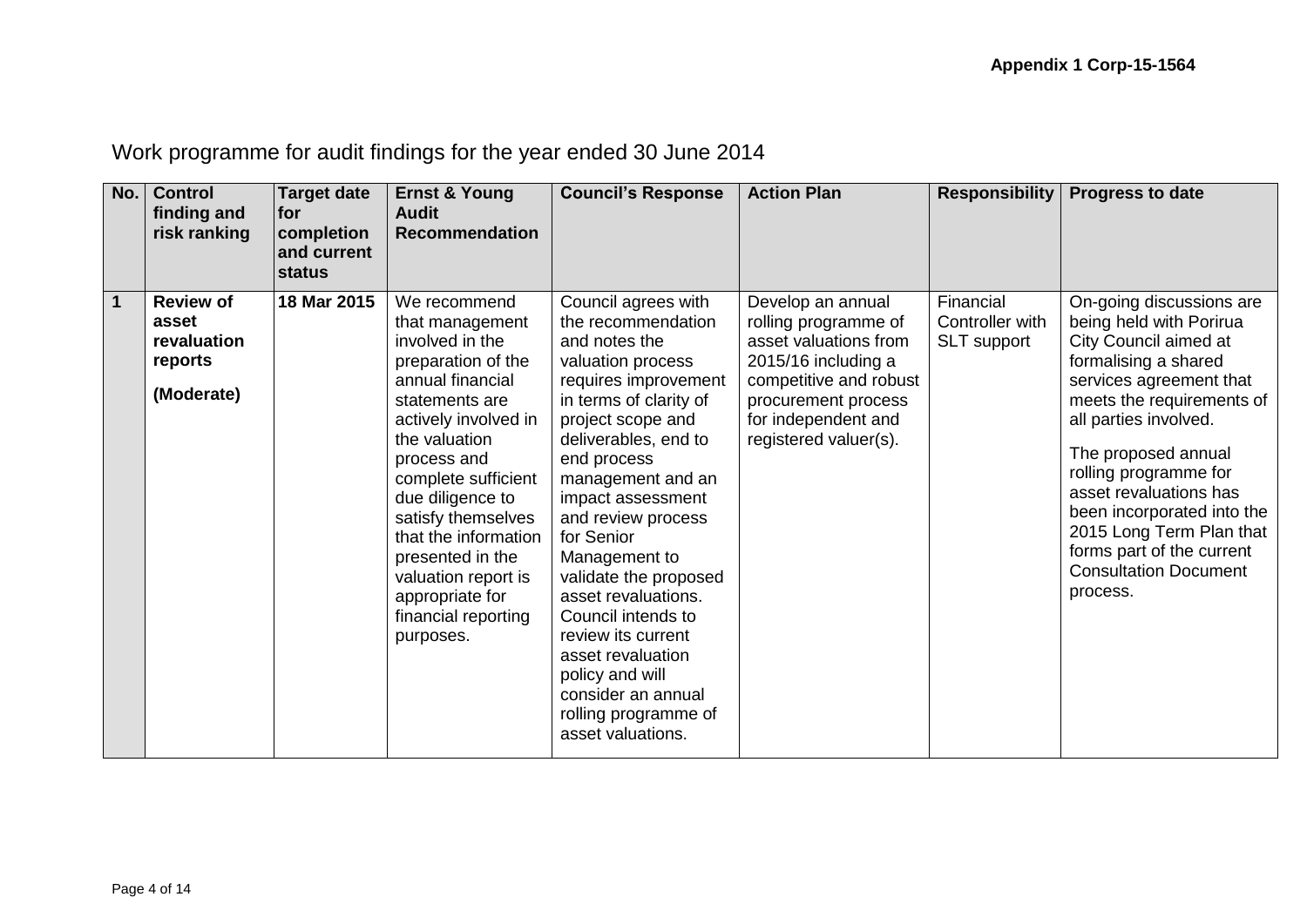**Appendix 1 Corp-15-1564**

Work programme for audit findings for the year ended 30 June 2014

| No. | Control finding and risk ranking | Target date for completion and current status | Ernst & Young Audit Recommendation | Council's Response | Action Plan | Responsibility | Progress to date |
|---|---|---|---|---|---|---|---|
| **1** | **Review of asset revaluation reports** **(Moderate)** | **18 Mar 2015** | We recommend that management involved in the preparation of the annual financial statements are actively involved in the valuation process and complete sufficient due diligence to satisfy themselves that the information presented in the valuation report is appropriate for financial reporting purposes. | Council agrees with the recommendation and notes the valuation process requires improvement in terms of clarity of project scope and deliverables, end to end process management and an impact assessment and review process for Senior Management to validate the proposed asset revaluations. Council intends to review its current asset revaluation policy and will consider an annual rolling programme of asset valuations. | Develop an annual rolling programme of asset valuations from 2015/16 including a competitive and robust procurement process for independent and registered valuer(s). | Financial Controller with SLT support | On-going discussions are being held with Porirua City Council aimed at formalising a shared services agreement that meets the requirements of all parties involved. The proposed annual rolling programme for asset revaluations has been incorporated into the 2015 Long Term Plan that forms part of the current Consultation Document process. |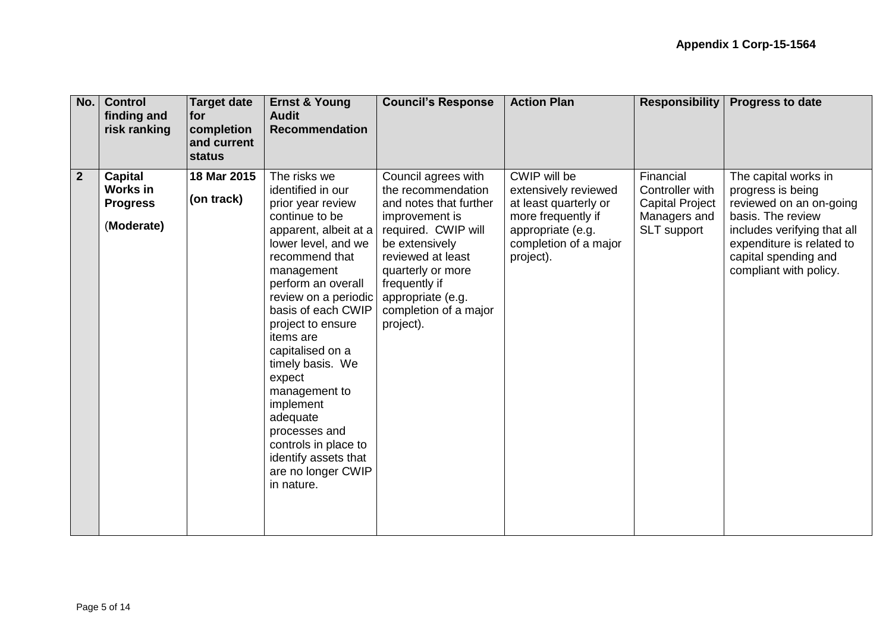| No. | Control finding and risk ranking | Target date for completion and current status | Ernst & Young Audit Recommendation | Council's Response | Action Plan | Responsibility | Progress to date |
|---|---|---|---|---|---|---|---|
| **2** | **Capital Works in Progress** (**Moderate**) | **18 Mar 2015** **(on track)** | The risks we identified in our prior year review continue to be apparent, albeit at a lower level, and we recommend that management perform an overall review on a periodic basis of each CWIP project to ensure items are capitalised on a timely basis. We expect management to implement adequate processes and controls in place to identify assets that are no longer CWIP in nature. | Council agrees with the recommendation and notes that further improvement is required. CWIP will be extensively reviewed at least quarterly or more frequently if appropriate (e.g. completion of a major project). | CWIP will be extensively reviewed at least quarterly or more frequently if appropriate (e.g. completion of a major project). | Financial Controller with Capital Project Managers and SLT support | The capital works in progress is being reviewed on an on-going basis. The review includes verifying that all expenditure is related to capital spending and compliant with policy. |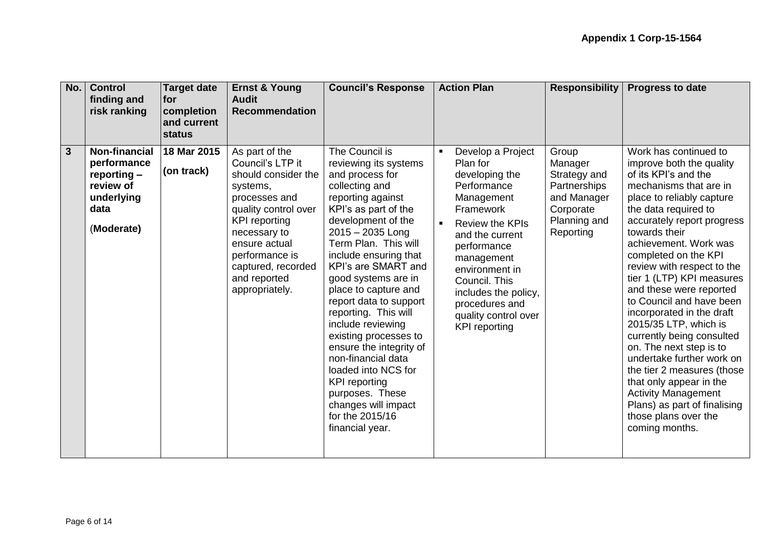**Appendix 1 Corp-15-1564**

| No. | Control finding and risk ranking | Target date for completion and current status | Ernst & Young Audit Recommendation | Council's Response | Action Plan | Responsibility | Progress to date |
|---|---|---|---|---|---|---|---|
| **3** | **Non-financial performance reporting – review of underlying data** (**Moderate**) | **18 Mar 2015** **(on track)** | As part of the Council's LTP it should consider the systems, processes and quality control over KPI reporting necessary to ensure actual performance is captured, recorded and reported appropriately. | The Council is reviewing its systems and process for collecting and reporting against KPI's as part of the development of the 2015 – 2035 Long Term Plan. This will include ensuring that KPI's are SMART and good systems are in place to capture and report data to support reporting. This will include reviewing existing processes to ensure the integrity of non-financial data loaded into NCS for KPI reporting purposes. These changes will impact for the 2015/16 financial year. | ▪ Develop a Project Plan for developing the Performance Management Framework<br>▪ Review the KPIs and the current performance management environment in Council. This includes the policy, procedures and quality control over KPI reporting | Group Manager Strategy and Partnerships and Manager Corporate Planning and Reporting | Work has continued to improve both the quality of its KPI's and the mechanisms that are in place to reliably capture the data required to accurately report progress towards their achievement. Work was completed on the KPI review with respect to the tier 1 (LTP) KPI measures and these were reported to Council and have been incorporated in the draft 2015/35 LTP, which is currently being consulted on. The next step is to undertake further work on the tier 2 measures (those that only appear in the Activity Management Plans) as part of finalising those plans over the coming months. |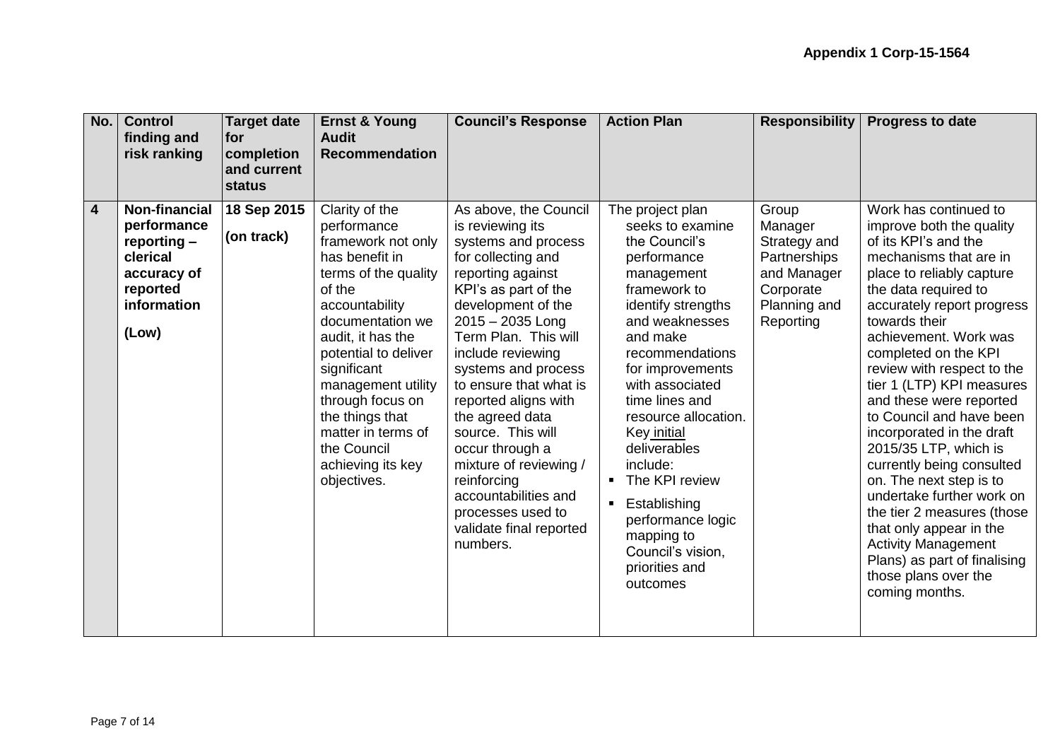**Appendix 1 Corp-15-1564**

| No. | Control finding and risk ranking | Target date for completion and current status | Ernst & Young Audit Recommendation | Council's Response | Action Plan | Responsibility | Progress to date |
|---|---|---|---|---|---|---|---|
| **4** | **Non-financial performance reporting – clerical accuracy of reported information**<br><br>**(Low)** | **18 Sep 2015**<br><br>**(on track)** | Clarity of the performance framework not only has benefit in terms of the quality of the accountability documentation we audit, it has the potential to deliver significant management utility through focus on the things that matter in terms of the Council achieving its key objectives. | As above, the Council is reviewing its systems and process for collecting and reporting against KPI's as part of the development of the 2015 – 2035 Long Term Plan. This will include reviewing systems and process to ensure that what is reported aligns with the agreed data source. This will occur through a mixture of reviewing / reinforcing accountabilities and processes used to validate final reported numbers. | The project plan seeks to examine the Council's performance management framework to identify strengths and weaknesses and make recommendations for improvements with associated time lines and resource allocation. Key initial deliverables include:<br>▪ The KPI review<br>▪ Establishing performance logic mapping to Council's vision, priorities and outcomes | Group Manager Strategy and Partnerships and Manager Corporate Planning and Reporting | Work has continued to improve both the quality of its KPI's and the mechanisms that are in place to reliably capture the data required to accurately report progress towards their achievement. Work was completed on the KPI review with respect to the tier 1 (LTP) KPI measures and these were reported to Council and have been incorporated in the draft 2015/35 LTP, which is currently being consulted on. The next step is to undertake further work on the tier 2 measures (those that only appear in the Activity Management Plans) as part of finalising those plans over the coming months. |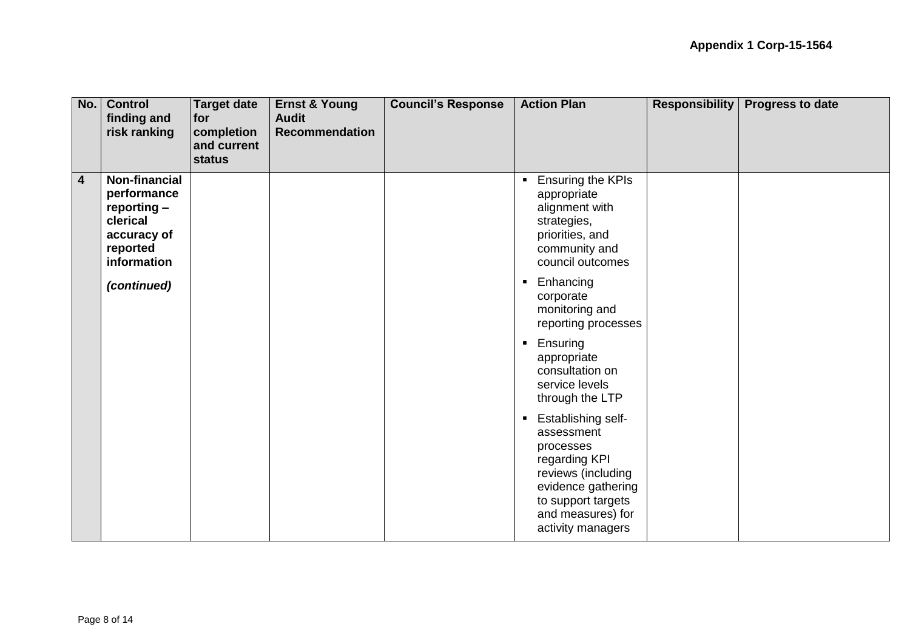**Appendix 1 Corp-15-1564**

| No. | Control finding and risk ranking | Target date for completion and current status | Ernst & Young Audit Recommendation | Council's Response | Action Plan | Responsibility | Progress to date |
|---|---|---|---|---|---|---|---|
| **4** | **Non-financial performance reporting – clerical accuracy of reported information**<br><br>***(continued)*** | | | | ▪ Ensuring the KPIs appropriate alignment with strategies, priorities, and community and council outcomes<br>▪ Enhancing corporate monitoring and reporting processes<br>▪ Ensuring appropriate consultation on service levels through the LTP<br>▪ Establishing self-assessment processes regarding KPI reviews (including evidence gathering to support targets and measures) for activity managers | | |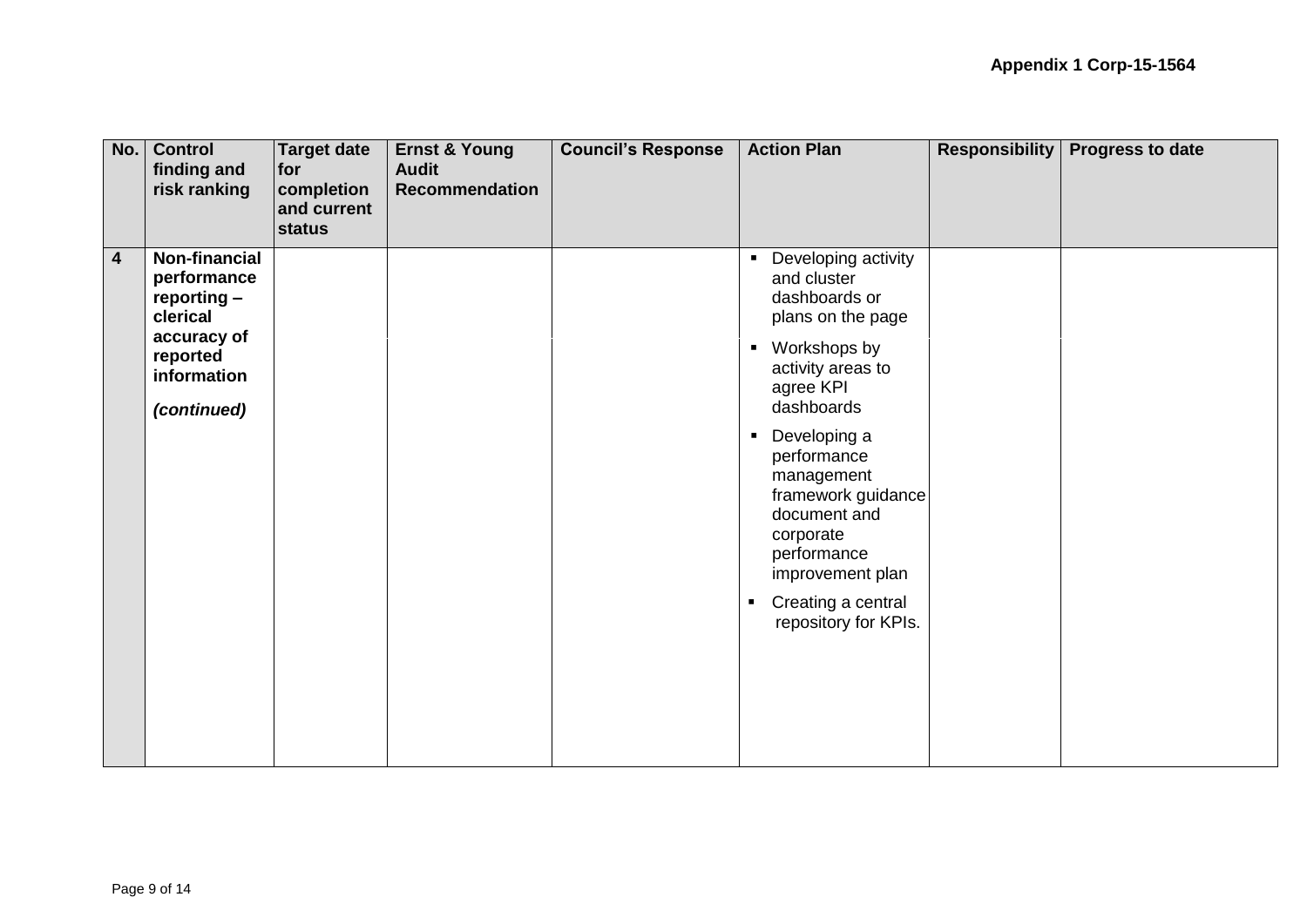| No. | Control finding and risk ranking | Target date for completion and current status | Ernst & Young Audit Recommendation | Council's Response | Action Plan | Responsibility | Progress to date |
|---|---|---|---|---|---|---|---|
| **4** | **Non-financial performance reporting – clerical accuracy of reported information** ***(continued)*** | | | | ▪ Developing activity and cluster dashboards or plans on the page<br>▪ Workshops by activity areas to agree KPI dashboards<br>▪ Developing a performance management framework guidance document and corporate performance improvement plan<br>▪ Creating a central repository for KPIs. | | |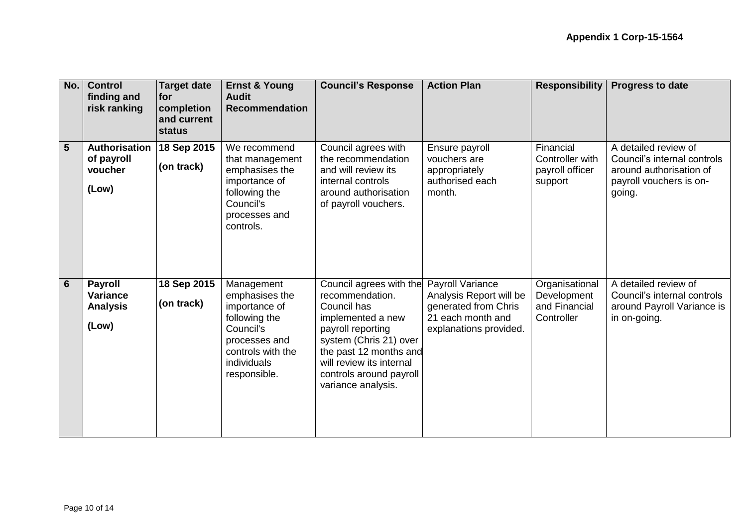**Appendix 1 Corp-15-1564**

| No. | Control finding and risk ranking | Target date for completion and current status | Ernst & Young Audit Recommendation | Council's Response | Action Plan | Responsibility | Progress to date |
|---|---|---|---|---|---|---|---|
| **5** | **Authorisation of payroll voucher** **(Low)** | **18 Sep 2015** **(on track)** | We recommend that management emphasises the importance of following the Council's processes and controls. | Council agrees with the recommendation and will review its internal controls around authorisation of payroll vouchers. | Ensure payroll vouchers are appropriately authorised each month. | Financial Controller with payroll officer support | A detailed review of Council's internal controls around authorisation of payroll vouchers is on-going. |
| **6** | **Payroll Variance Analysis** **(Low)** | **18 Sep 2015** **(on track)** | Management emphasises the importance of following the Council's processes and controls with the individuals responsible. | Council agrees with the recommendation. Council has implemented a new payroll reporting system (Chris 21) over the past 12 months and will review its internal controls around payroll variance analysis. | Payroll Variance Analysis Report will be generated from Chris 21 each month and explanations provided. | Organisational Development and Financial Controller | A detailed review of Council's internal controls around Payroll Variance is in on-going. |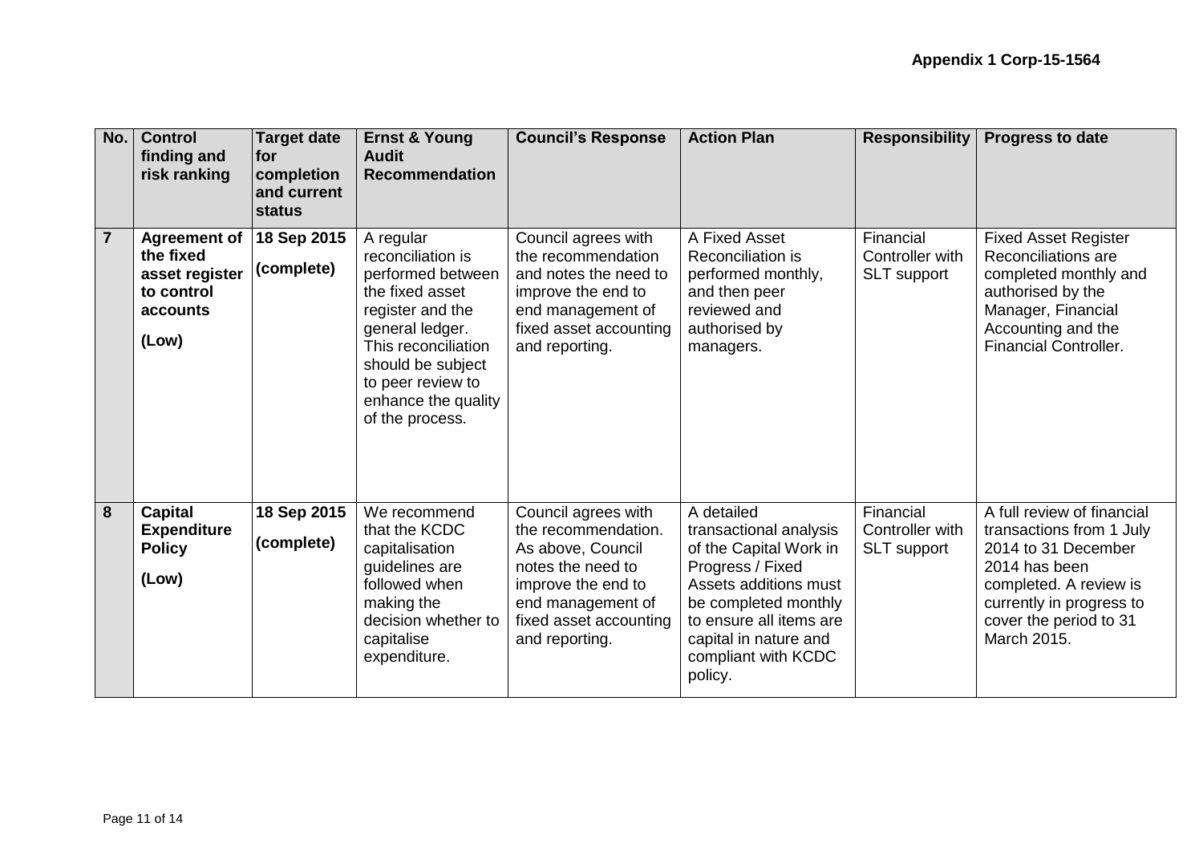**Appendix 1 Corp-15-1564**

| No. | Control finding and risk ranking | Target date for completion and current status | Ernst & Young Audit Recommendation | Council's Response | Action Plan | Responsibility | Progress to date |
|---|---|---|---|---|---|---|---|
| **7** | **Agreement of the fixed asset register to control accounts** **(Low)** | **18 Sep 2015** **(complete)** | A regular reconciliation is performed between the fixed asset register and the general ledger. This reconciliation should be subject to peer review to enhance the quality of the process. | Council agrees with the recommendation and notes the need to improve the end to end management of fixed asset accounting and reporting. | A Fixed Asset Reconciliation is performed monthly, and then peer reviewed and authorised by managers. | Financial Controller with SLT support | Fixed Asset Register Reconciliations are completed monthly and authorised by the Manager, Financial Accounting and the Financial Controller. |
| **8** | **Capital Expenditure Policy** **(Low)** | **18 Sep 2015** **(complete)** | We recommend that the KCDC capitalisation guidelines are followed when making the decision whether to capitalise expenditure. | Council agrees with the recommendation. As above, Council notes the need to improve the end to end management of fixed asset accounting and reporting. | A detailed transactional analysis of the Capital Work in Progress / Fixed Assets additions must be completed monthly to ensure all items are capital in nature and compliant with KCDC policy. | Financial Controller with SLT support | A full review of financial transactions from 1 July 2014 to 31 December 2014 has been completed. A review is currently in progress to cover the period to 31 March 2015. |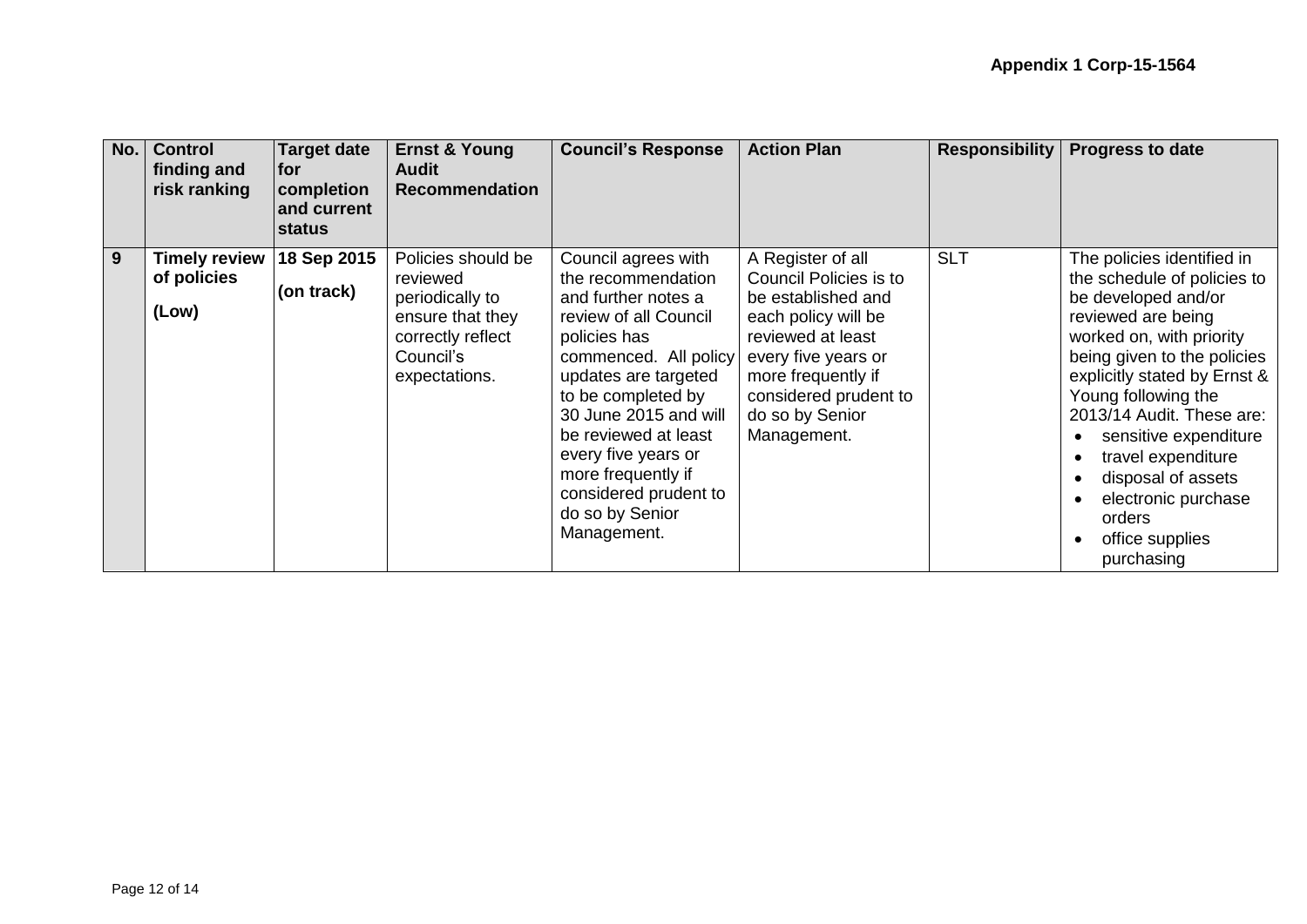**Appendix 1 Corp-15-1564**

| No. | Control finding and risk ranking | Target date for completion and current status | Ernst & Young Audit Recommendation | Council's Response | Action Plan | Responsibility | Progress to date |
|---|---|---|---|---|---|---|---|
| **9** | **Timely review of policies**<br><br>**(Low)** | **18 Sep 2015**<br><br>**(on track)** | Policies should be reviewed periodically to ensure that they correctly reflect Council's expectations. | Council agrees with the recommendation and further notes a review of all Council policies has commenced. All policy updates are targeted to be completed by 30 June 2015 and will be reviewed at least every five years or more frequently if considered prudent to do so by Senior Management. | A Register of all Council Policies is to be established and each policy will be reviewed at least every five years or more frequently if considered prudent to do so by Senior Management. | SLT | The policies identified in the schedule of policies to be developed and/or reviewed are being worked on, with priority being given to the policies explicitly stated by Ernst & Young following the 2013/14 Audit. These are:<br>• sensitive expenditure<br>• travel expenditure<br>• disposal of assets<br>• electronic purchase orders<br>• office supplies purchasing |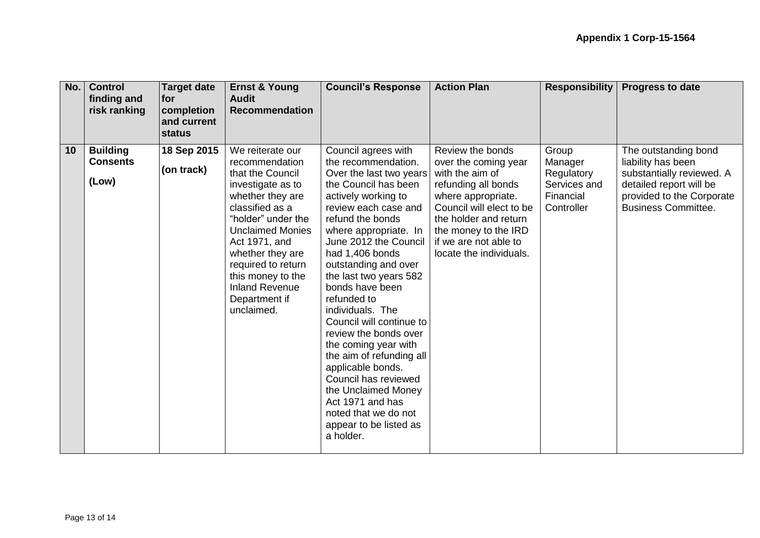**Appendix 1 Corp-15-1564**

| No. | Control finding and risk ranking | Target date for completion and current status | Ernst & Young Audit Recommendation | Council's Response | Action Plan | Responsibility | Progress to date |
|---|---|---|---|---|---|---|---|
| **10** | **Building Consents** **(Low)** | **18 Sep 2015** **(on track)** | We reiterate our recommendation that the Council investigate as to whether they are classified as a "holder" under the Unclaimed Monies Act 1971, and whether they are required to return this money to the Inland Revenue Department if unclaimed. | Council agrees with the recommendation. Over the last two years the Council has been actively working to review each case and refund the bonds where appropriate. In June 2012 the Council had 1,406 bonds outstanding and over the last two years 582 bonds have been refunded to individuals. The Council will continue to review the bonds over the coming year with the aim of refunding all applicable bonds. Council has reviewed the Unclaimed Money Act 1971 and has noted that we do not appear to be listed as a holder. | Review the bonds over the coming year with the aim of refunding all bonds where appropriate. Council will elect to be the holder and return the money to the IRD if we are not able to locate the individuals. | Group Manager Regulatory Services and Financial Controller | The outstanding bond liability has been substantially reviewed. A detailed report will be provided to the Corporate Business Committee. |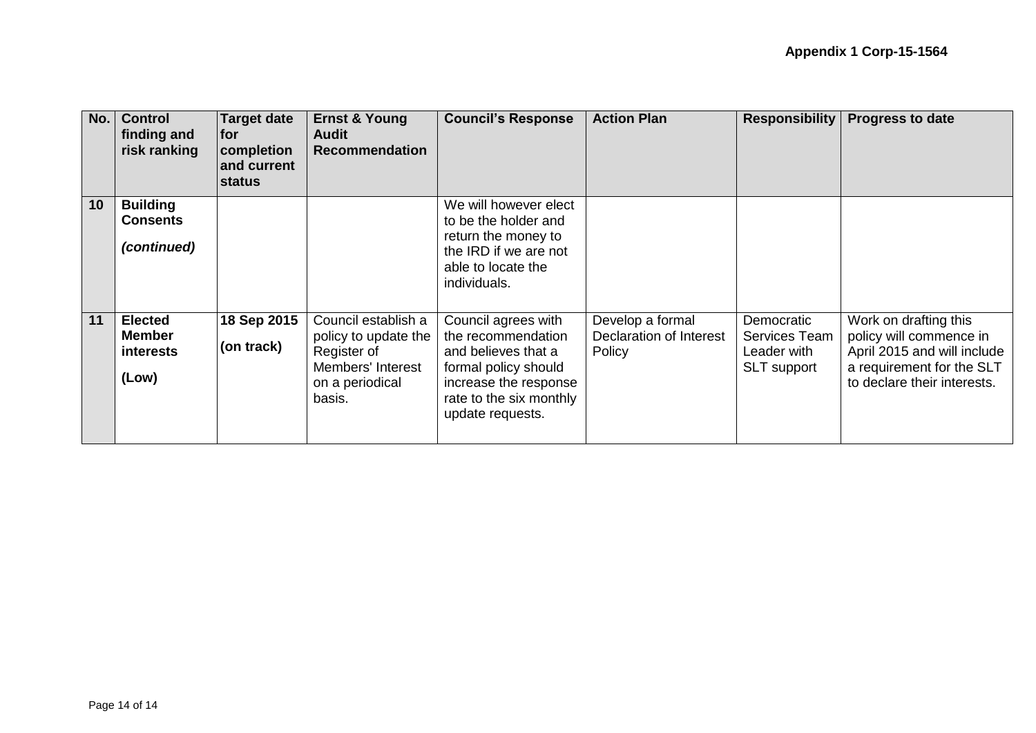**Appendix 1 Corp-15-1564**

| No. | Control finding and risk ranking | Target date for completion and current status | Ernst & Young Audit Recommendation | Council's Response | Action Plan | Responsibility | Progress to date |
|---|---|---|---|---|---|---|---|
| 10 | **Building Consents** ***(continued)*** | | | We will however elect to be the holder and return the money to the IRD if we are not able to locate the individuals. | | | |
| 11 | **Elected Member interests** **(Low)** | **18 Sep 2015** **(on track)** | Council establish a policy to update the Register of Members' Interest on a periodical basis. | Council agrees with the recommendation and believes that a formal policy should increase the response rate to the six monthly update requests. | Develop a formal Declaration of Interest Policy | Democratic Services Team Leader with SLT support | Work on drafting this policy will commence in April 2015 and will include a requirement for the SLT to declare their interests. |